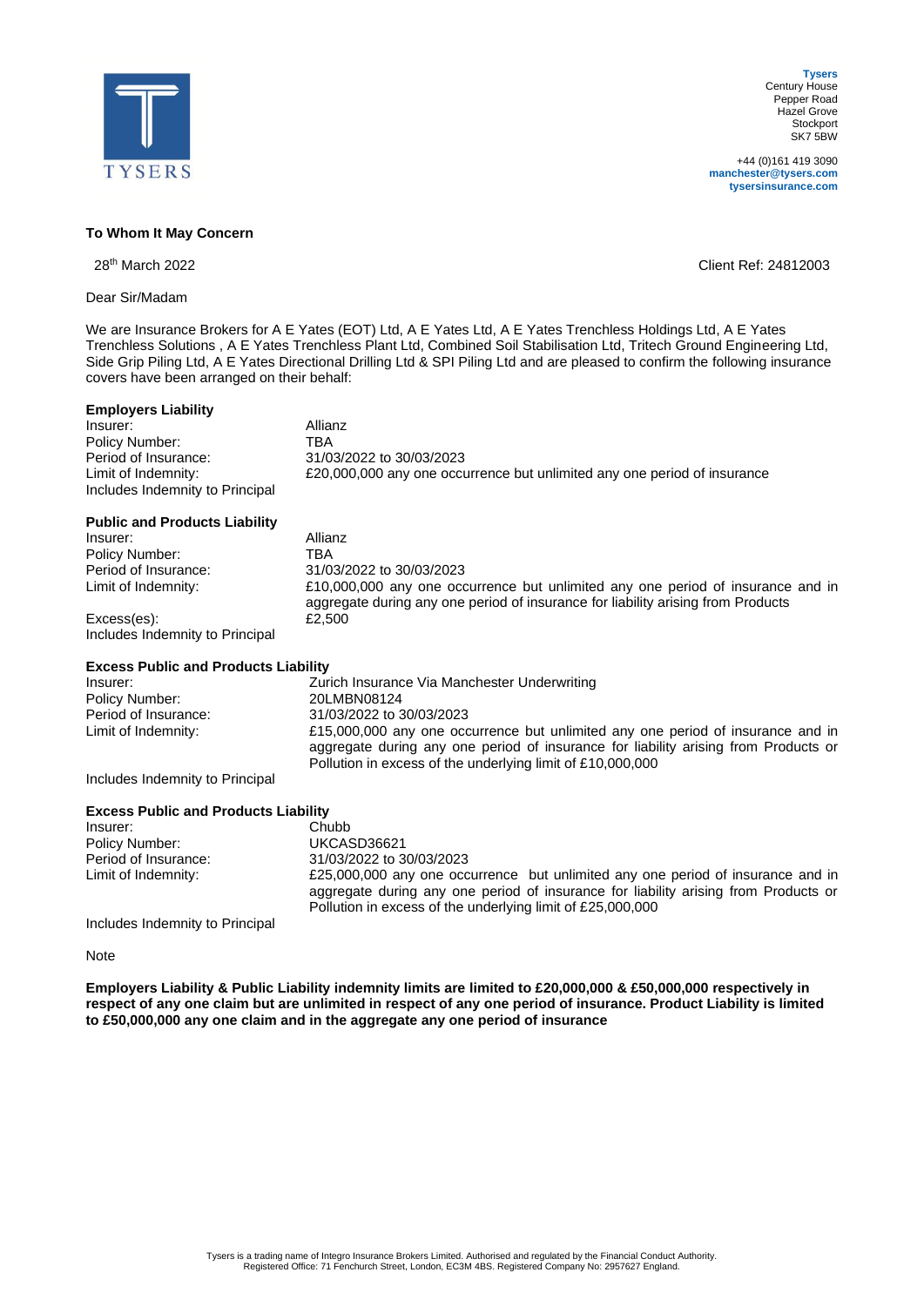Tysers
Century House
Pepper Road
Hazel Grove
Stockport
SK7 5BW

+44 (0)161 419 3090
manchester@tysers.com
tysersinsurance.com

**To Whom It May Concern**

28th March 2022

Client Ref: 24812003

Dear Sir/Madam

We are Insurance Brokers for A E Yates (EOT) Ltd, A E Yates Ltd, A E Yates Trenchless Holdings Ltd, A E Yates Trenchless Solutions , A E Yates Trenchless Plant Ltd, Combined Soil Stabilisation Ltd, Tritech Ground Engineering Ltd, Side Grip Piling Ltd, A E Yates Directional Drilling Ltd & SPI Piling Ltd and are pleased to confirm the following insurance covers have been arranged on their behalf:

**Employers Liability**

| | |
|---|---|
| Insurer: | Allianz |
| Policy Number: | TBA |
| Period of Insurance: | 31/03/2022 to 30/03/2023 |
| Limit of Indemnity: | £20,000,000 any one occurrence but unlimited any one period of insurance |

Includes Indemnity to Principal

**Public and Products Liability**

| | |
|---|---|
| Insurer: | Allianz |
| Policy Number: | TBA |
| Period of Insurance: | 31/03/2022 to 30/03/2023 |
| Limit of Indemnity: | £10,000,000 any one occurrence but unlimited any one period of insurance and in aggregate during any one period of insurance for liability arising from Products |
| Excess(es): | £2,500 |

Includes Indemnity to Principal

**Excess Public and Products Liability**

| | |
|---|---|
| Insurer: | Zurich Insurance Via Manchester Underwriting |
| Policy Number: | 20LMBN08124 |
| Period of Insurance: | 31/03/2022 to 30/03/2023 |
| Limit of Indemnity: | £15,000,000 any one occurrence but unlimited any one period of insurance and in aggregate during any one period of insurance for liability arising from Products or Pollution in excess of the underlying limit of £10,000,000 |

Includes Indemnity to Principal

**Excess Public and Products Liability**

| | |
|---|---|
| Insurer: | Chubb |
| Policy Number: | UKCASD36621 |
| Period of Insurance: | 31/03/2022 to 30/03/2023 |
| Limit of Indemnity: | £25,000,000 any one occurrence but unlimited any one period of insurance and in aggregate during any one period of insurance for liability arising from Products or Pollution in excess of the underlying limit of £25,000,000 |

Includes Indemnity to Principal

Note

**Employers Liability & Public Liability indemnity limits are limited to £20,000,000 & £50,000,000 respectively in respect of any one claim but are unlimited in respect of any one period of insurance. Product Liability is limited to £50,000,000 any one claim and in the aggregate any one period of insurance**

Tysers is a trading name of Integro Insurance Brokers Limited. Authorised and regulated by the Financial Conduct Authority.
Registered Office: 71 Fenchurch Street, London, EC3M 4BS. Registered Company No: 2957627 England.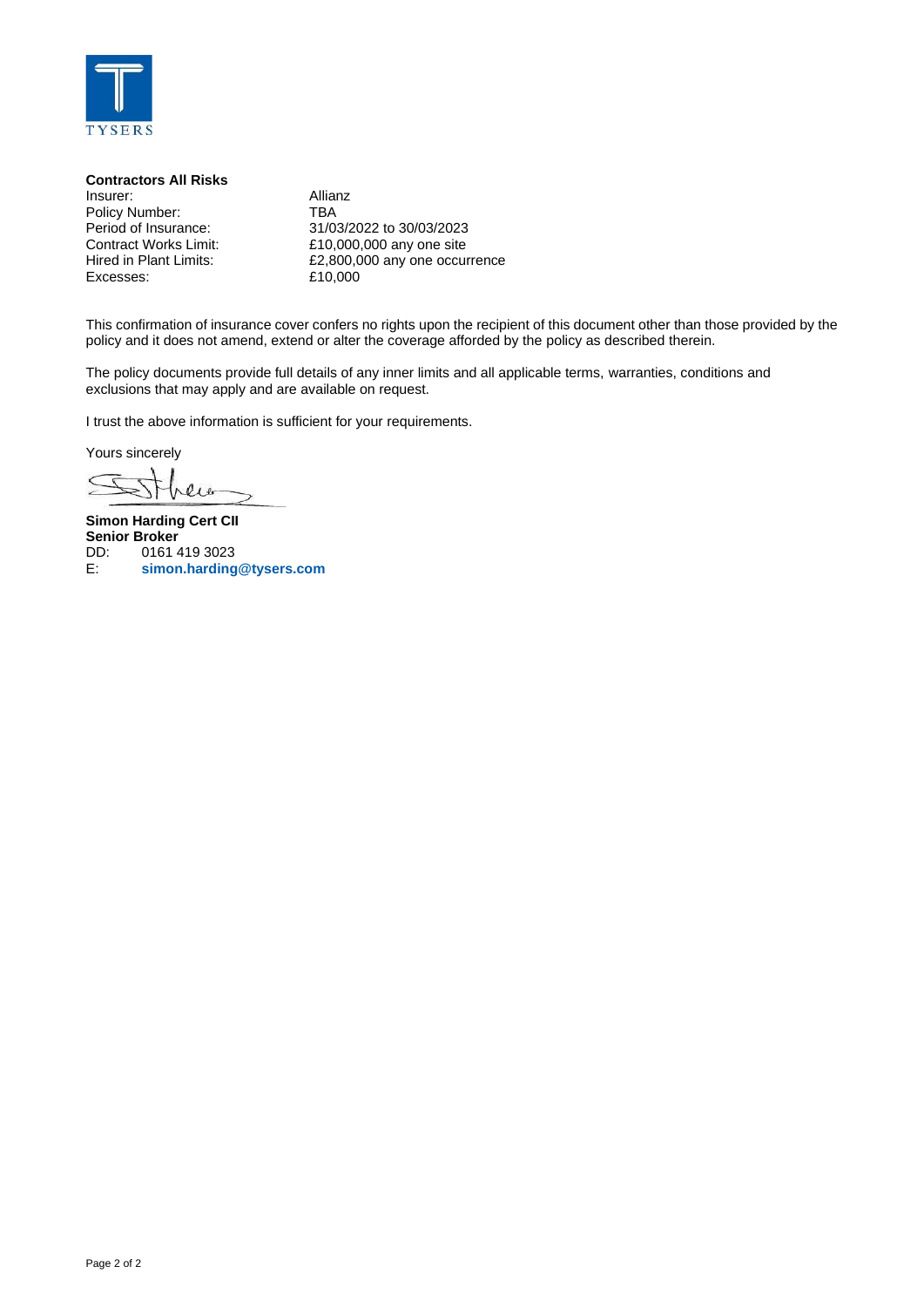TYSERS

**Contractors All Risks**

| | |
|---|---|
| Insurer: | Allianz |
| Policy Number: | TBA |
| Period of Insurance: | 31/03/2022 to 30/03/2023 |
| Contract Works Limit: | £10,000,000 any one site |
| Hired in Plant Limits: | £2,800,000 any one occurrence |
| Excesses: | £10,000 |

This confirmation of insurance cover confers no rights upon the recipient of this document other than those provided by the policy and it does not amend, extend or alter the coverage afforded by the policy as described therein.

The policy documents provide full details of any inner limits and all applicable terms, warranties, conditions and exclusions that may apply and are available on request.

I trust the above information is sufficient for your requirements.

Yours sincerely

**Simon Harding Cert CII**
**Senior Broker**
DD: 0161 419 3023
E: **simon.harding@tysers.com**